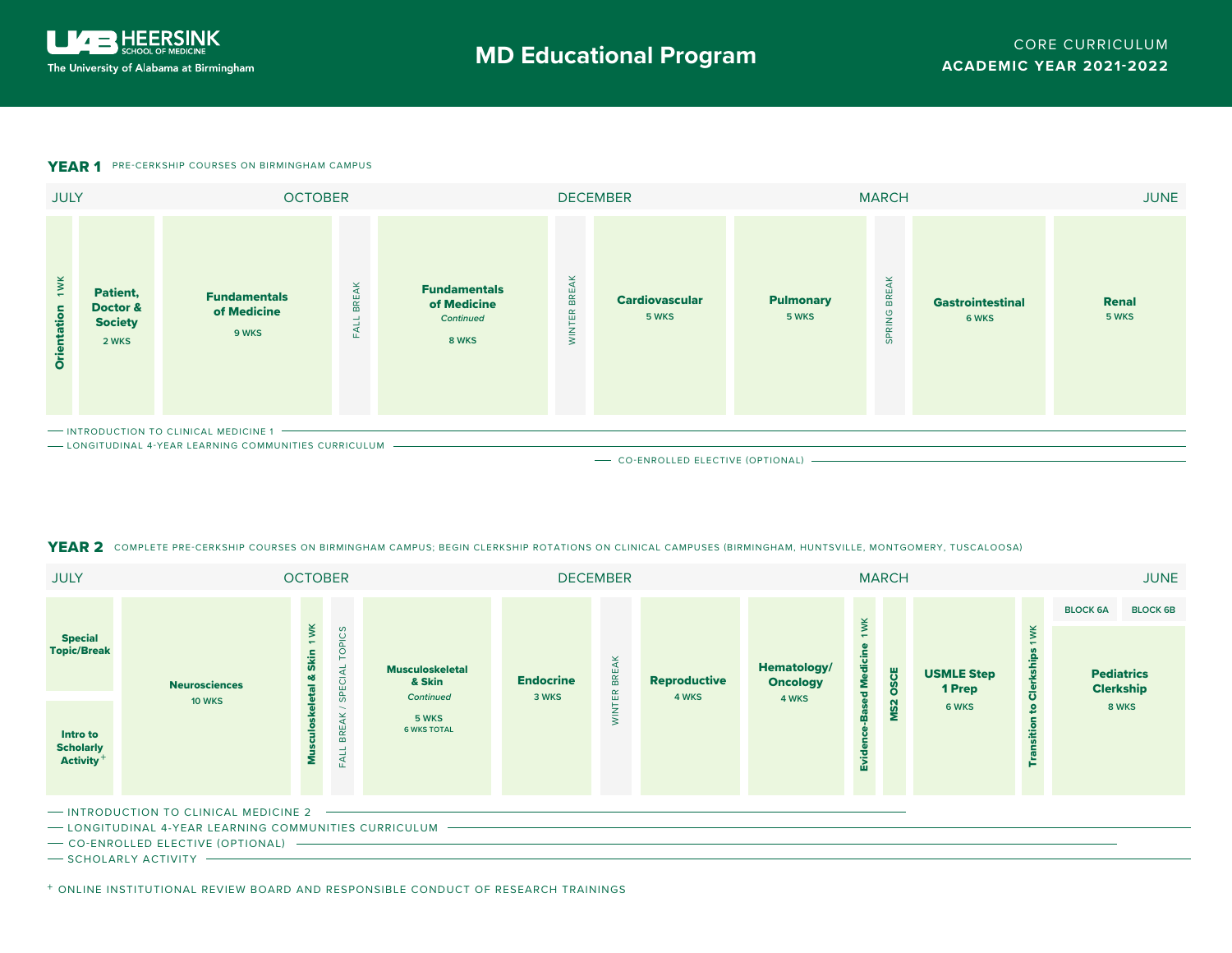# MD Educational Program

UAB HEERSINK SCHOOL OF MEDICINE — The University of Alabama at Birmingham

CORE CURRICULUM
**ACADEMIC YEAR 2021-2022**

## YEAR 1 — PRE-CERKSHIP COURSES ON BIRMINGHAM CAMPUS

JULY · OCTOBER · DECEMBER · MARCH · JUNE

- **Orientation** 1 WK
- **Patient, Doctor & Society** — 2 WKS
- **Fundamentals of Medicine** — 9 WKS
- FALL BREAK
- **Fundamentals of Medicine** *Continued* — 8 WKS
- WINTER BREAK
- **Cardiovascular** — 5 WKS
- **Pulmonary** — 5 WKS
- SPRING BREAK
- **Gastrointestinal** — 6 WKS
- **Renal** — 5 WKS

Longitudinal:
- INTRODUCTION TO CLINICAL MEDICINE 1
- LONGITUDINAL 4-YEAR LEARNING COMMUNITIES CURRICULUM
- CO-ENROLLED ELECTIVE (OPTIONAL)

## YEAR 2 — COMPLETE PRE-CERKSHIP COURSES ON BIRMINGHAM CAMPUS; BEGIN CLERKSHIP ROTATIONS ON CLINICAL CAMPUSES (BIRMINGHAM, HUNTSVILLE, MONTGOMERY, TUSCALOOSA)

JULY · OCTOBER · DECEMBER · MARCH · JUNE

- **Special Topic/Break**
- **Intro to Scholarly Activity** +
- **Neurosciences** — 10 WKS
- **Musculoskeletal & Skin** 1 WK
- FALL BREAK / SPECIAL TOPICS
- **Musculoskeletal & Skin** *Continued* — 5 WKS (6 WKS TOTAL)
- **Endocrine** — 3 WKS
- WINTER BREAK
- **Reproductive** — 4 WKS
- **Hematology/ Oncology** — 4 WKS
- **Evidence-Based Medicine** 1 WK
- **MS2 OSCE**
- **USMLE Step 1 Prep** — 6 WKS
- **Transition to Clerkships** 1 WK
- BLOCK 6A / BLOCK 6B: **Pediatrics Clerkship** — 8 WKS

Longitudinal:
- INTRODUCTION TO CLINICAL MEDICINE 2
- LONGITUDINAL 4-YEAR LEARNING COMMUNITIES CURRICULUM
- CO-ENROLLED ELECTIVE (OPTIONAL)
- SCHOLARLY ACTIVITY

+ ONLINE INSTITUTIONAL REVIEW BOARD AND RESPONSIBLE CONDUCT OF RESEARCH TRAININGS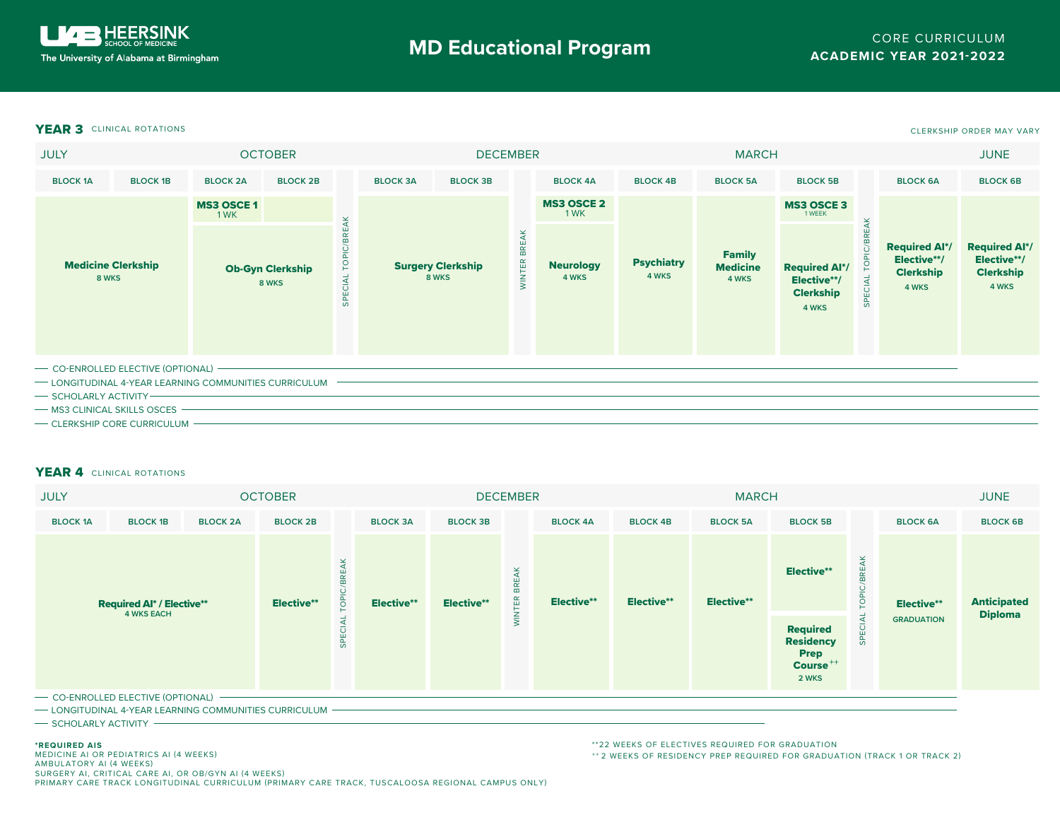# MD Educational Program

UAB HEERSINK SCHOOL OF MEDICINE
The University of Alabama at Birmingham

CORE CURRICULUM
**ACADEMIC YEAR 2021-2022**

## YEAR 3 CLINICAL ROTATIONS

CLERKSHIP ORDER MAY VARY

| JULY | | OCTOBER | | | DECEMBER | | | | | MARCH | | | JUNE | |
|---|---|---|---|---|---|---|---|---|---|---|---|---|---|---|
| BLOCK 1A | BLOCK 1B | BLOCK 2A | BLOCK 2B | | BLOCK 3A | BLOCK 3B | | BLOCK 4A | BLOCK 4B | BLOCK 5A | BLOCK 5B | | BLOCK 6A | BLOCK 6B |
| **Medicine Clerkship** 8 WKS | | **MS3 OSCE 1** 1 WK; **Ob-Gyn Clerkship** 8 WKS | | SPECIAL TOPIC/BREAK | **Surgery Clerkship** 8 WKS | | WINTER BREAK | **MS3 OSCE 2** 1 WK; **Neurology** 4 WKS | **Psychiatry** 4 WKS | **Family Medicine** 4 WKS | **MS3 OSCE 3** 1 WEEK; **Required AI*/ Elective**/ Clerkship** 4 WKS | SPECIAL TOPIC/BREAK | **Required AI*/ Elective**/ Clerkship** 4 WKS | **Required AI*/ Elective**/ Clerkship** 4 WKS |

- CO-ENROLLED ELECTIVE (OPTIONAL)
- LONGITUDINAL 4-YEAR LEARNING COMMUNITIES CURRICULUM
- SCHOLARLY ACTIVITY
- MS3 CLINICAL SKILLS OSCES
- CLERKSHIP CORE CURRICULUM

## YEAR 4 CLINICAL ROTATIONS

| JULY | | OCTOBER | | | DECEMBER | | | | | MARCH | | | JUNE | |
|---|---|---|---|---|---|---|---|---|---|---|---|---|---|---|
| BLOCK 1A | BLOCK 1B | BLOCK 2A | BLOCK 2B | | BLOCK 3A | BLOCK 3B | | BLOCK 4A | BLOCK 4B | BLOCK 5A | BLOCK 5B | | BLOCK 6A | BLOCK 6B |
| **Required AI* / Elective**** 4 WKS EACH | | | **Elective**** | SPECIAL TOPIC/BREAK | **Elective**** | **Elective**** | WINTER BREAK | **Elective**** | **Elective**** | **Elective**** | **Elective****; **Required Residency Prep Course**++ 2 WKS | SPECIAL TOPIC/BREAK | **Elective**** GRADUATION | **Anticipated Diploma** |

- CO-ENROLLED ELECTIVE (OPTIONAL)
- LONGITUDINAL 4-YEAR LEARNING COMMUNITIES CURRICULUM
- SCHOLARLY ACTIVITY

**\*REQUIRED AIS**
MEDICINE AI OR PEDIATRICS AI (4 WEEKS)
AMBULATORY AI (4 WEEKS)
SURGERY AI, CRITICAL CARE AI, OR OB/GYN AI (4 WEEKS)
PRIMARY CARE TRACK LONGITUDINAL CURRICULUM (PRIMARY CARE TRACK, TUSCALOOSA REGIONAL CAMPUS ONLY)

**22 WEEKS OF ELECTIVES REQUIRED FOR GRADUATION
++ 2 WEEKS OF RESIDENCY PREP REQUIRED FOR GRADUATION (TRACK 1 OR TRACK 2)